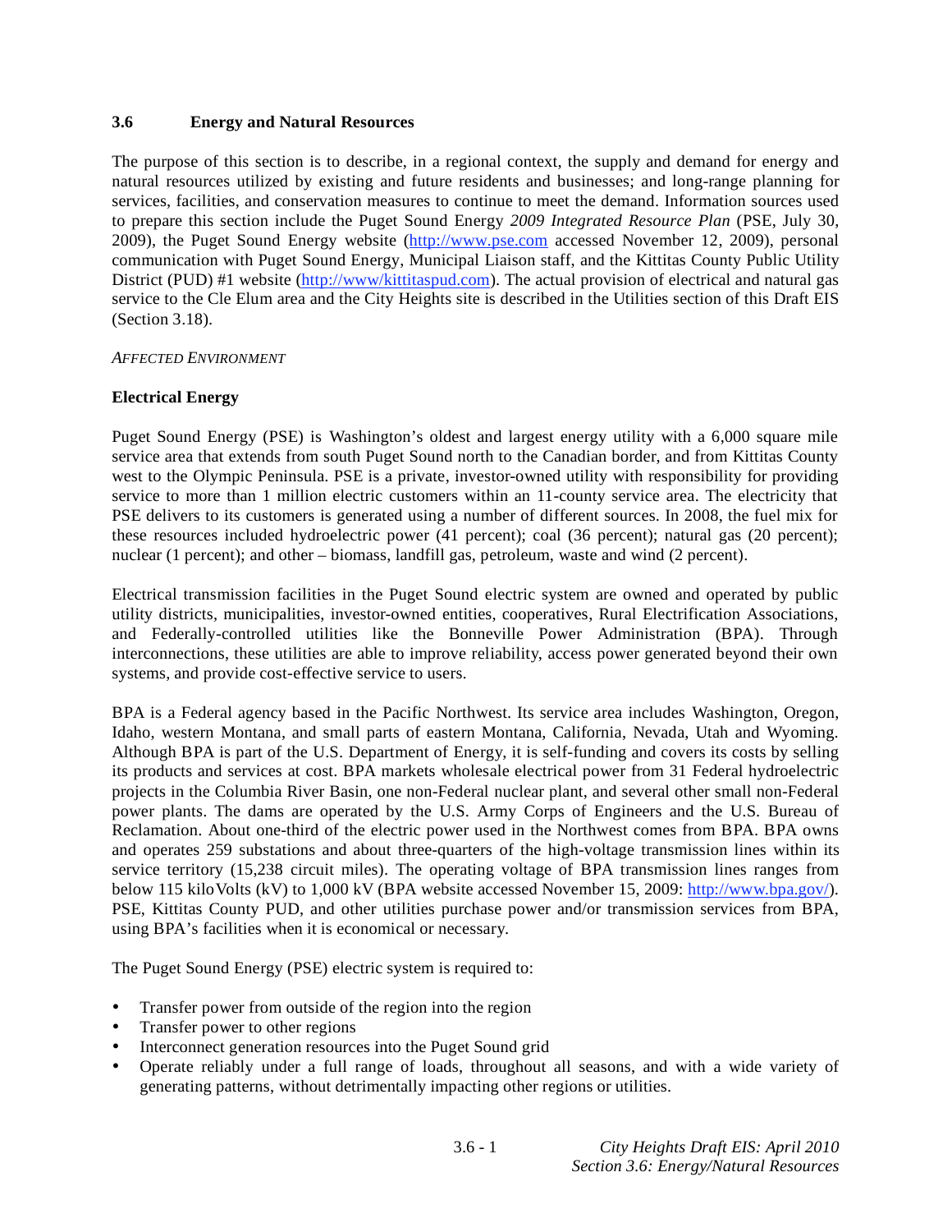## 3.6 Energy and Natural Resources

The purpose of this section is to describe, in a regional context, the supply and demand for energy and natural resources utilized by existing and future residents and businesses; and long-range planning for services, facilities, and conservation measures to continue to meet the demand. Information sources used to prepare this section include the Puget Sound Energy *2009 Integrated Resource Plan* (PSE, July 30, 2009), the Puget Sound Energy website (http://www.pse.com accessed November 12, 2009), personal communication with Puget Sound Energy, Municipal Liaison staff, and the Kittitas County Public Utility District (PUD) #1 website (http://www/kittitaspud.com). The actual provision of electrical and natural gas service to the Cle Elum area and the City Heights site is described in the Utilities section of this Draft EIS (Section 3.18).

*AFFECTED ENVIRONMENT*

**Electrical Energy**

Puget Sound Energy (PSE) is Washington's oldest and largest energy utility with a 6,000 square mile service area that extends from south Puget Sound north to the Canadian border, and from Kittitas County west to the Olympic Peninsula. PSE is a private, investor-owned utility with responsibility for providing service to more than 1 million electric customers within an 11-county service area. The electricity that PSE delivers to its customers is generated using a number of different sources. In 2008, the fuel mix for these resources included hydroelectric power (41 percent); coal (36 percent); natural gas (20 percent); nuclear (1 percent); and other – biomass, landfill gas, petroleum, waste and wind (2 percent).

Electrical transmission facilities in the Puget Sound electric system are owned and operated by public utility districts, municipalities, investor-owned entities, cooperatives, Rural Electrification Associations, and Federally-controlled utilities like the Bonneville Power Administration (BPA). Through interconnections, these utilities are able to improve reliability, access power generated beyond their own systems, and provide cost-effective service to users.

BPA is a Federal agency based in the Pacific Northwest. Its service area includes Washington, Oregon, Idaho, western Montana, and small parts of eastern Montana, California, Nevada, Utah and Wyoming. Although BPA is part of the U.S. Department of Energy, it is self-funding and covers its costs by selling its products and services at cost. BPA markets wholesale electrical power from 31 Federal hydroelectric projects in the Columbia River Basin, one non-Federal nuclear plant, and several other small non-Federal power plants. The dams are operated by the U.S. Army Corps of Engineers and the U.S. Bureau of Reclamation. About one-third of the electric power used in the Northwest comes from BPA. BPA owns and operates 259 substations and about three-quarters of the high-voltage transmission lines within its service territory (15,238 circuit miles). The operating voltage of BPA transmission lines ranges from below 115 kiloVolts (kV) to 1,000 kV (BPA website accessed November 15, 2009: http://www.bpa.gov/). PSE, Kittitas County PUD, and other utilities purchase power and/or transmission services from BPA, using BPA's facilities when it is economical or necessary.

The Puget Sound Energy (PSE) electric system is required to:

- Transfer power from outside of the region into the region
- Transfer power to other regions
- Interconnect generation resources into the Puget Sound grid
- Operate reliably under a full range of loads, throughout all seasons, and with a wide variety of generating patterns, without detrimentally impacting other regions or utilities.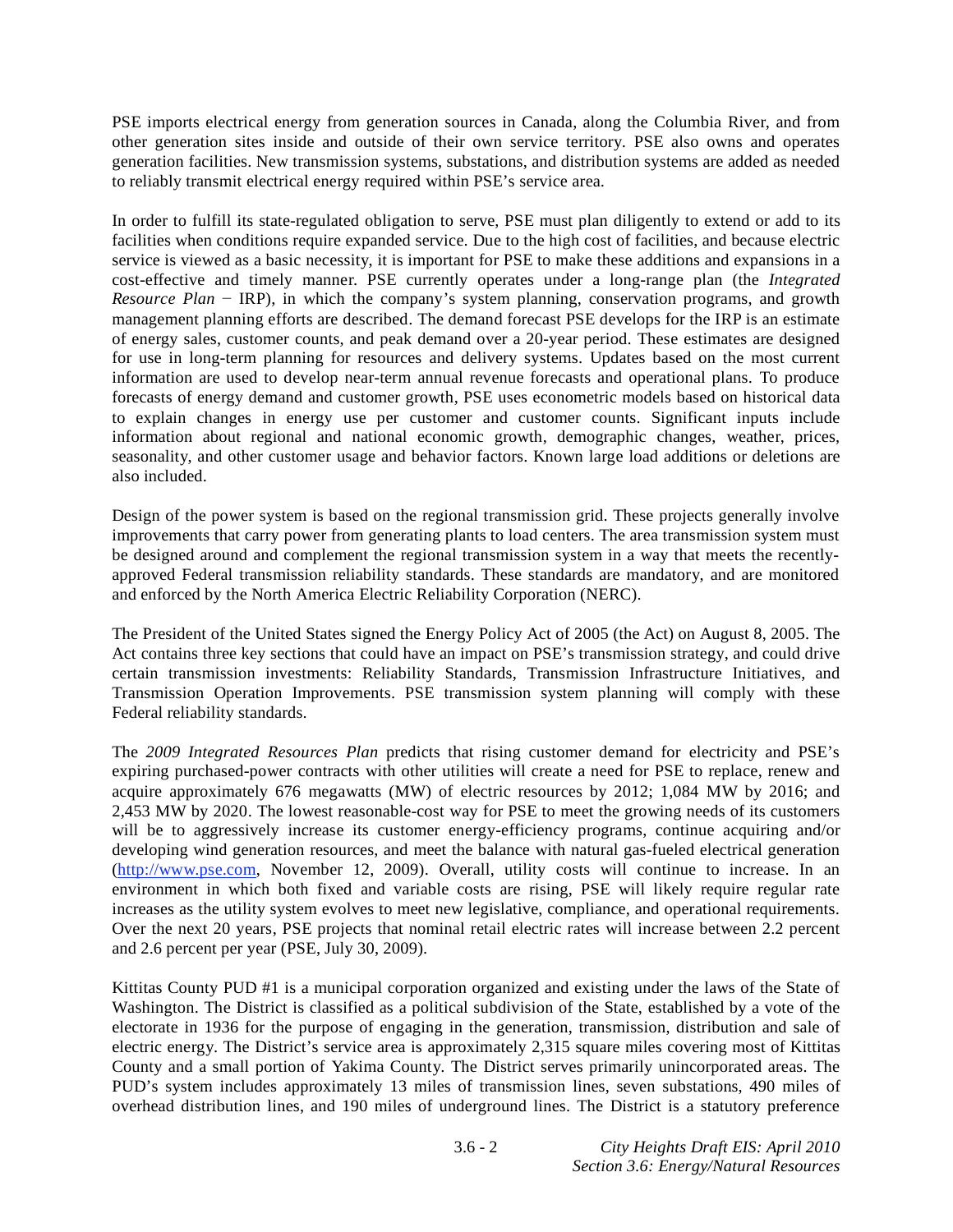PSE imports electrical energy from generation sources in Canada, along the Columbia River, and from other generation sites inside and outside of their own service territory. PSE also owns and operates generation facilities. New transmission systems, substations, and distribution systems are added as needed to reliably transmit electrical energy required within PSE's service area.

In order to fulfill its state-regulated obligation to serve, PSE must plan diligently to extend or add to its facilities when conditions require expanded service. Due to the high cost of facilities, and because electric service is viewed as a basic necessity, it is important for PSE to make these additions and expansions in a cost-effective and timely manner. PSE currently operates under a long-range plan (the *Integrated Resource Plan* − IRP), in which the company's system planning, conservation programs, and growth management planning efforts are described. The demand forecast PSE develops for the IRP is an estimate of energy sales, customer counts, and peak demand over a 20-year period. These estimates are designed for use in long-term planning for resources and delivery systems. Updates based on the most current information are used to develop near-term annual revenue forecasts and operational plans. To produce forecasts of energy demand and customer growth, PSE uses econometric models based on historical data to explain changes in energy use per customer and customer counts. Significant inputs include information about regional and national economic growth, demographic changes, weather, prices, seasonality, and other customer usage and behavior factors. Known large load additions or deletions are also included.

Design of the power system is based on the regional transmission grid. These projects generally involve improvements that carry power from generating plants to load centers. The area transmission system must be designed around and complement the regional transmission system in a way that meets the recently-approved Federal transmission reliability standards. These standards are mandatory, and are monitored and enforced by the North America Electric Reliability Corporation (NERC).

The President of the United States signed the Energy Policy Act of 2005 (the Act) on August 8, 2005. The Act contains three key sections that could have an impact on PSE's transmission strategy, and could drive certain transmission investments: Reliability Standards, Transmission Infrastructure Initiatives, and Transmission Operation Improvements. PSE transmission system planning will comply with these Federal reliability standards.

The *2009 Integrated Resources Plan* predicts that rising customer demand for electricity and PSE's expiring purchased-power contracts with other utilities will create a need for PSE to replace, renew and acquire approximately 676 megawatts (MW) of electric resources by 2012; 1,084 MW by 2016; and 2,453 MW by 2020. The lowest reasonable-cost way for PSE to meet the growing needs of its customers will be to aggressively increase its customer energy-efficiency programs, continue acquiring and/or developing wind generation resources, and meet the balance with natural gas-fueled electrical generation (http://www.pse.com, November 12, 2009). Overall, utility costs will continue to increase. In an environment in which both fixed and variable costs are rising, PSE will likely require regular rate increases as the utility system evolves to meet new legislative, compliance, and operational requirements. Over the next 20 years, PSE projects that nominal retail electric rates will increase between 2.2 percent and 2.6 percent per year (PSE, July 30, 2009).

Kittitas County PUD #1 is a municipal corporation organized and existing under the laws of the State of Washington. The District is classified as a political subdivision of the State, established by a vote of the electorate in 1936 for the purpose of engaging in the generation, transmission, distribution and sale of electric energy. The District's service area is approximately 2,315 square miles covering most of Kittitas County and a small portion of Yakima County. The District serves primarily unincorporated areas. The PUD's system includes approximately 13 miles of transmission lines, seven substations, 490 miles of overhead distribution lines, and 190 miles of underground lines. The District is a statutory preference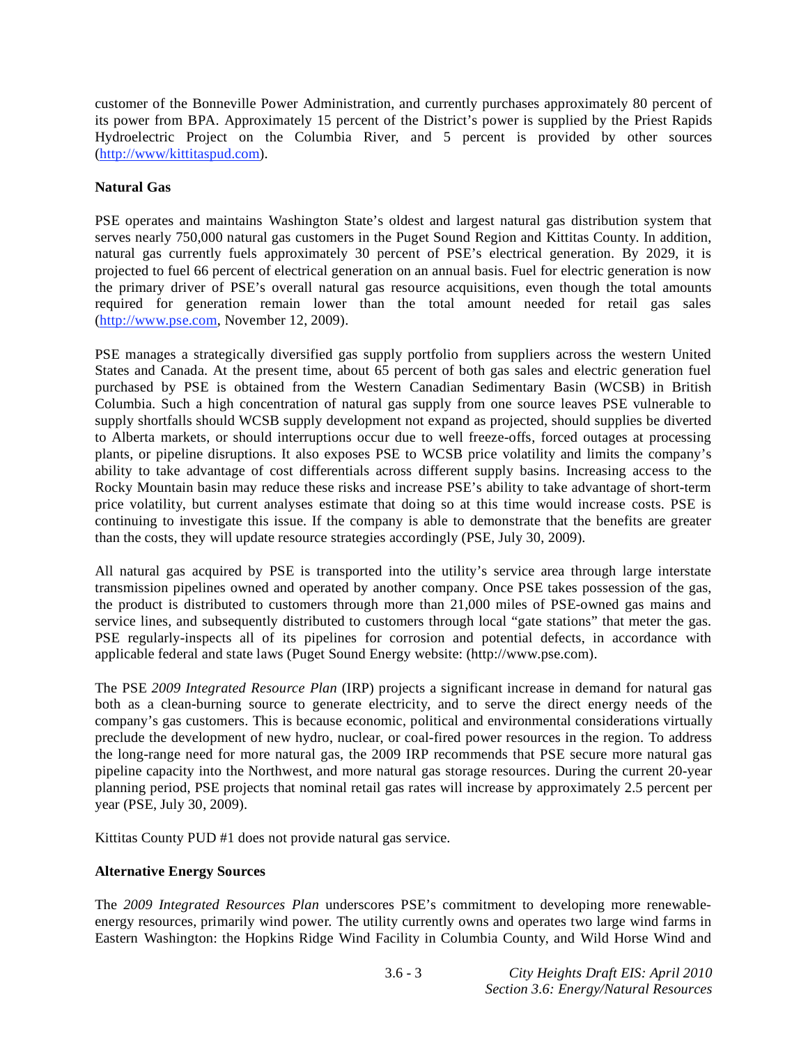customer of the Bonneville Power Administration, and currently purchases approximately 80 percent of its power from BPA. Approximately 15 percent of the District's power is supplied by the Priest Rapids Hydroelectric Project on the Columbia River, and 5 percent is provided by other sources (http://www/kittitaspud.com).

**Natural Gas**

PSE operates and maintains Washington State's oldest and largest natural gas distribution system that serves nearly 750,000 natural gas customers in the Puget Sound Region and Kittitas County. In addition, natural gas currently fuels approximately 30 percent of PSE's electrical generation. By 2029, it is projected to fuel 66 percent of electrical generation on an annual basis. Fuel for electric generation is now the primary driver of PSE's overall natural gas resource acquisitions, even though the total amounts required for generation remain lower than the total amount needed for retail gas sales (http://www.pse.com, November 12, 2009).

PSE manages a strategically diversified gas supply portfolio from suppliers across the western United States and Canada. At the present time, about 65 percent of both gas sales and electric generation fuel purchased by PSE is obtained from the Western Canadian Sedimentary Basin (WCSB) in British Columbia. Such a high concentration of natural gas supply from one source leaves PSE vulnerable to supply shortfalls should WCSB supply development not expand as projected, should supplies be diverted to Alberta markets, or should interruptions occur due to well freeze-offs, forced outages at processing plants, or pipeline disruptions. It also exposes PSE to WCSB price volatility and limits the company's ability to take advantage of cost differentials across different supply basins. Increasing access to the Rocky Mountain basin may reduce these risks and increase PSE's ability to take advantage of short-term price volatility, but current analyses estimate that doing so at this time would increase costs. PSE is continuing to investigate this issue. If the company is able to demonstrate that the benefits are greater than the costs, they will update resource strategies accordingly (PSE, July 30, 2009).

All natural gas acquired by PSE is transported into the utility's service area through large interstate transmission pipelines owned and operated by another company. Once PSE takes possession of the gas, the product is distributed to customers through more than 21,000 miles of PSE-owned gas mains and service lines, and subsequently distributed to customers through local "gate stations" that meter the gas. PSE regularly-inspects all of its pipelines for corrosion and potential defects, in accordance with applicable federal and state laws (Puget Sound Energy website: (http://www.pse.com).

The PSE *2009 Integrated Resource Plan* (IRP) projects a significant increase in demand for natural gas both as a clean-burning source to generate electricity, and to serve the direct energy needs of the company's gas customers. This is because economic, political and environmental considerations virtually preclude the development of new hydro, nuclear, or coal-fired power resources in the region. To address the long-range need for more natural gas, the 2009 IRP recommends that PSE secure more natural gas pipeline capacity into the Northwest, and more natural gas storage resources. During the current 20-year planning period, PSE projects that nominal retail gas rates will increase by approximately 2.5 percent per year (PSE, July 30, 2009).

Kittitas County PUD #1 does not provide natural gas service.

**Alternative Energy Sources**

The *2009 Integrated Resources Plan* underscores PSE's commitment to developing more renewable-energy resources, primarily wind power. The utility currently owns and operates two large wind farms in Eastern Washington: the Hopkins Ridge Wind Facility in Columbia County, and Wild Horse Wind and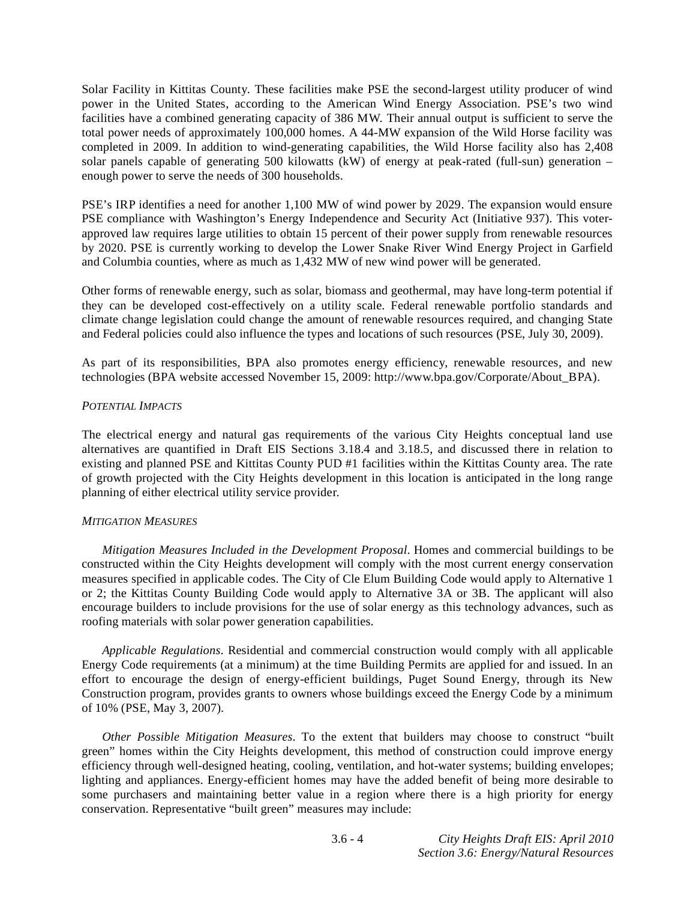Solar Facility in Kittitas County. These facilities make PSE the second-largest utility producer of wind power in the United States, according to the American Wind Energy Association. PSE's two wind facilities have a combined generating capacity of 386 MW. Their annual output is sufficient to serve the total power needs of approximately 100,000 homes. A 44-MW expansion of the Wild Horse facility was completed in 2009. In addition to wind-generating capabilities, the Wild Horse facility also has 2,408 solar panels capable of generating 500 kilowatts (kW) of energy at peak-rated (full-sun) generation – enough power to serve the needs of 300 households.

PSE's IRP identifies a need for another 1,100 MW of wind power by 2029. The expansion would ensure PSE compliance with Washington's Energy Independence and Security Act (Initiative 937). This voter-approved law requires large utilities to obtain 15 percent of their power supply from renewable resources by 2020. PSE is currently working to develop the Lower Snake River Wind Energy Project in Garfield and Columbia counties, where as much as 1,432 MW of new wind power will be generated.

Other forms of renewable energy, such as solar, biomass and geothermal, may have long-term potential if they can be developed cost-effectively on a utility scale. Federal renewable portfolio standards and climate change legislation could change the amount of renewable resources required, and changing State and Federal policies could also influence the types and locations of such resources (PSE, July 30, 2009).

As part of its responsibilities, BPA also promotes energy efficiency, renewable resources, and new technologies (BPA website accessed November 15, 2009: http://www.bpa.gov/Corporate/About_BPA).

*POTENTIAL IMPACTS*

The electrical energy and natural gas requirements of the various City Heights conceptual land use alternatives are quantified in Draft EIS Sections 3.18.4 and 3.18.5, and discussed there in relation to existing and planned PSE and Kittitas County PUD #1 facilities within the Kittitas County area. The rate of growth projected with the City Heights development in this location is anticipated in the long range planning of either electrical utility service provider.

*MITIGATION MEASURES*

*Mitigation Measures Included in the Development Proposal*. Homes and commercial buildings to be constructed within the City Heights development will comply with the most current energy conservation measures specified in applicable codes. The City of Cle Elum Building Code would apply to Alternative 1 or 2; the Kittitas County Building Code would apply to Alternative 3A or 3B. The applicant will also encourage builders to include provisions for the use of solar energy as this technology advances, such as roofing materials with solar power generation capabilities.

*Applicable Regulations*. Residential and commercial construction would comply with all applicable Energy Code requirements (at a minimum) at the time Building Permits are applied for and issued. In an effort to encourage the design of energy-efficient buildings, Puget Sound Energy, through its New Construction program, provides grants to owners whose buildings exceed the Energy Code by a minimum of 10% (PSE, May 3, 2007).

*Other Possible Mitigation Measures*. To the extent that builders may choose to construct "built green" homes within the City Heights development, this method of construction could improve energy efficiency through well-designed heating, cooling, ventilation, and hot-water systems; building envelopes; lighting and appliances. Energy-efficient homes may have the added benefit of being more desirable to some purchasers and maintaining better value in a region where there is a high priority for energy conservation. Representative "built green" measures may include: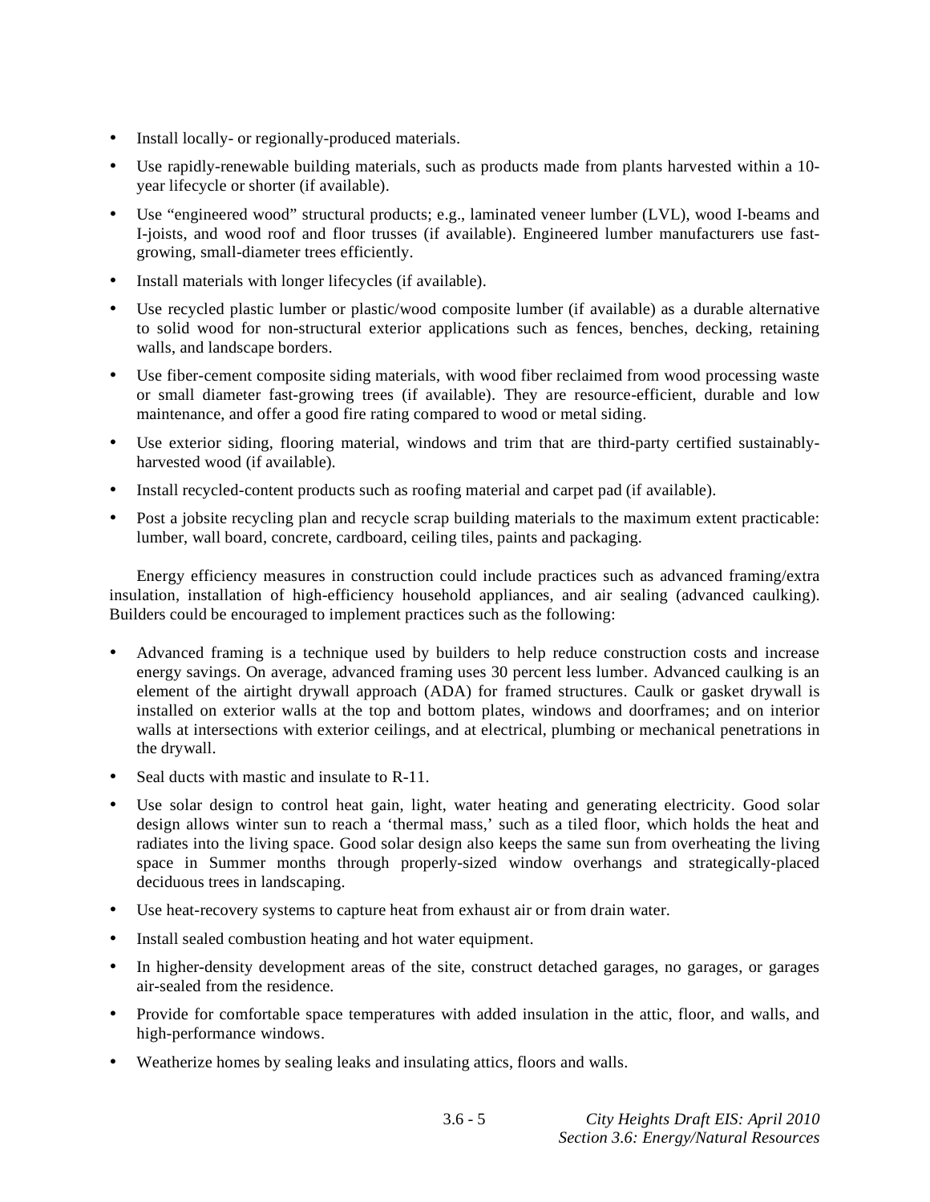- Install locally- or regionally-produced materials.
- Use rapidly-renewable building materials, such as products made from plants harvested within a 10-year lifecycle or shorter (if available).
- Use "engineered wood" structural products; e.g., laminated veneer lumber (LVL), wood I-beams and I-joists, and wood roof and floor trusses (if available). Engineered lumber manufacturers use fast-growing, small-diameter trees efficiently.
- Install materials with longer lifecycles (if available).
- Use recycled plastic lumber or plastic/wood composite lumber (if available) as a durable alternative to solid wood for non-structural exterior applications such as fences, benches, decking, retaining walls, and landscape borders.
- Use fiber-cement composite siding materials, with wood fiber reclaimed from wood processing waste or small diameter fast-growing trees (if available). They are resource-efficient, durable and low maintenance, and offer a good fire rating compared to wood or metal siding.
- Use exterior siding, flooring material, windows and trim that are third-party certified sustainably-harvested wood (if available).
- Install recycled-content products such as roofing material and carpet pad (if available).
- Post a jobsite recycling plan and recycle scrap building materials to the maximum extent practicable: lumber, wall board, concrete, cardboard, ceiling tiles, paints and packaging.

Energy efficiency measures in construction could include practices such as advanced framing/extra insulation, installation of high-efficiency household appliances, and air sealing (advanced caulking). Builders could be encouraged to implement practices such as the following:

- Advanced framing is a technique used by builders to help reduce construction costs and increase energy savings. On average, advanced framing uses 30 percent less lumber. Advanced caulking is an element of the airtight drywall approach (ADA) for framed structures. Caulk or gasket drywall is installed on exterior walls at the top and bottom plates, windows and doorframes; and on interior walls at intersections with exterior ceilings, and at electrical, plumbing or mechanical penetrations in the drywall.
- Seal ducts with mastic and insulate to R-11.
- Use solar design to control heat gain, light, water heating and generating electricity. Good solar design allows winter sun to reach a 'thermal mass,' such as a tiled floor, which holds the heat and radiates into the living space. Good solar design also keeps the same sun from overheating the living space in Summer months through properly-sized window overhangs and strategically-placed deciduous trees in landscaping.
- Use heat-recovery systems to capture heat from exhaust air or from drain water.
- Install sealed combustion heating and hot water equipment.
- In higher-density development areas of the site, construct detached garages, no garages, or garages air-sealed from the residence.
- Provide for comfortable space temperatures with added insulation in the attic, floor, and walls, and high-performance windows.
- Weatherize homes by sealing leaks and insulating attics, floors and walls.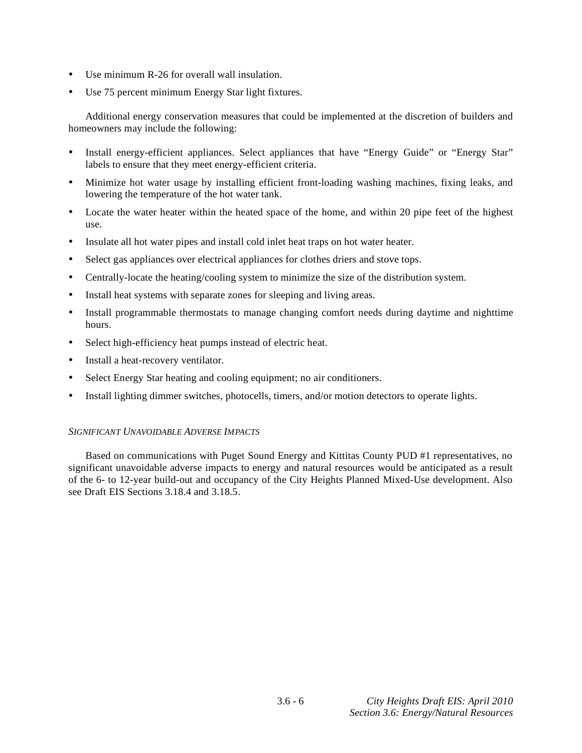- Use minimum R-26 for overall wall insulation.
- Use 75 percent minimum Energy Star light fixtures.

Additional energy conservation measures that could be implemented at the discretion of builders and homeowners may include the following:

- Install energy-efficient appliances. Select appliances that have "Energy Guide" or "Energy Star" labels to ensure that they meet energy-efficient criteria.
- Minimize hot water usage by installing efficient front-loading washing machines, fixing leaks, and lowering the temperature of the hot water tank.
- Locate the water heater within the heated space of the home, and within 20 pipe feet of the highest use.
- Insulate all hot water pipes and install cold inlet heat traps on hot water heater.
- Select gas appliances over electrical appliances for clothes driers and stove tops.
- Centrally-locate the heating/cooling system to minimize the size of the distribution system.
- Install heat systems with separate zones for sleeping and living areas.
- Install programmable thermostats to manage changing comfort needs during daytime and nighttime hours.
- Select high-efficiency heat pumps instead of electric heat.
- Install a heat-recovery ventilator.
- Select Energy Star heating and cooling equipment; no air conditioners.
- Install lighting dimmer switches, photocells, timers, and/or motion detectors to operate lights.

#### *SIGNIFICANT UNAVOIDABLE ADVERSE IMPACTS*

Based on communications with Puget Sound Energy and Kittitas County PUD #1 representatives, no significant unavoidable adverse impacts to energy and natural resources would be anticipated as a result of the 6- to 12-year build-out and occupancy of the City Heights Planned Mixed-Use development. Also see Draft EIS Sections 3.18.4 and 3.18.5.